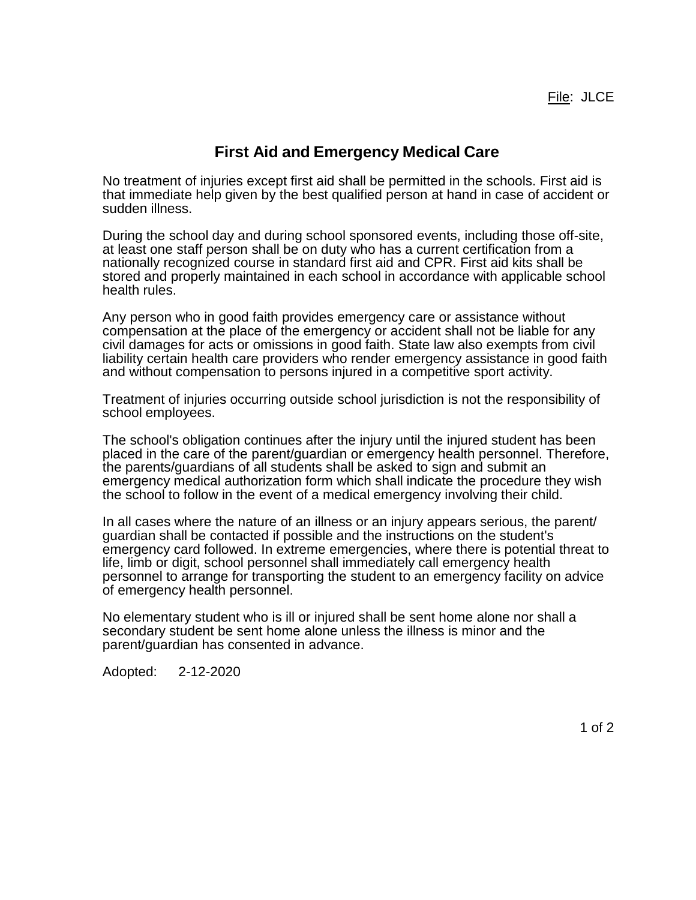File: JLCE

# First Aid and Emergency Medical Care

No treatment of injuries except first aid shall be permitted in the schools. First aid is that immediate help given by the best qualified person at hand in case of accident or sudden illness.

During the school day and during school sponsored events, including those off-site, at least one staff person shall be on duty who has a current certification from a nationally recognized course in standard first aid and CPR. First aid kits shall be stored and properly maintained in each school in accordance with applicable school health rules.

Any person who in good faith provides emergency care or assistance without compensation at the place of the emergency or accident shall not be liable for any civil damages for acts or omissions in good faith. State law also exempts from civil liability certain health care providers who render emergency assistance in good faith and without compensation to persons injured in a competitive sport activity.

Treatment of injuries occurring outside school jurisdiction is not the responsibility of school employees.

The school's obligation continues after the injury until the injured student has been placed in the care of the parent/guardian or emergency health personnel. Therefore, the parents/guardians of all students shall be asked to sign and submit an emergency medical authorization form which shall indicate the procedure they wish the school to follow in the event of a medical emergency involving their child.

In all cases where the nature of an illness or an injury appears serious, the parent/guardian shall be contacted if possible and the instructions on the student's emergency card followed. In extreme emergencies, where there is potential threat to life, limb or digit, school personnel shall immediately call emergency health personnel to arrange for transporting the student to an emergency facility on advice of emergency health personnel.

No elementary student who is ill or injured shall be sent home alone nor shall a secondary student be sent home alone unless the illness is minor and the parent/guardian has consented in advance.

Adopted: 2-12-2020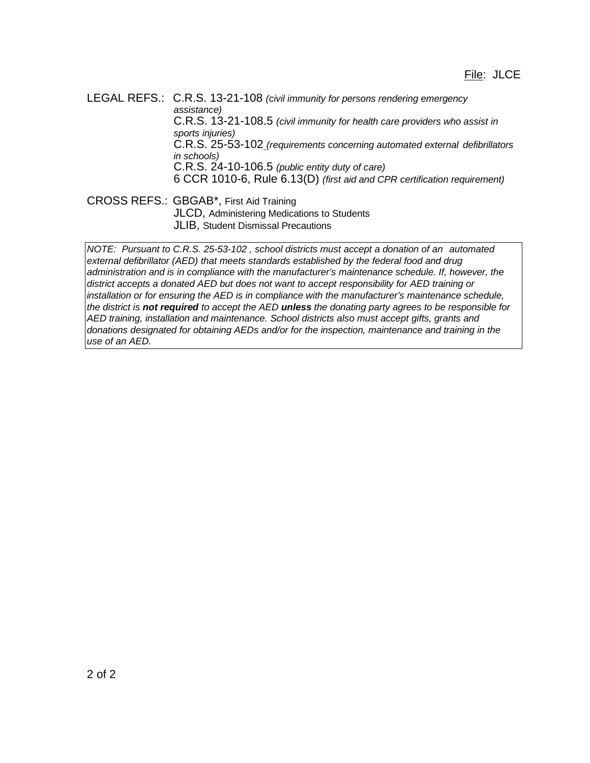LEGAL REFS.: C.R.S. 13-21-108 *(civil immunity for persons rendering emergency assistance)*
C.R.S. 13-21-108.5 *(civil immunity for health care providers who assist in sports injuries)*
C.R.S. 25-53-102 *(requirements concerning automated external defibrillators in schools)*
C.R.S. 24-10-106.5 *(public entity duty of care)*
6 CCR 1010-6, Rule 6.13(D) *(first aid and CPR certification requirement)*

CROSS REFS.: GBGAB*, First Aid Training
JLCD, Administering Medications to Students
JLIB, Student Dismissal Precautions

*NOTE: Pursuant to C.R.S. 25-53-102 , school districts must accept a donation of an automated external defibrillator (AED) that meets standards established by the federal food and drug administration and is in compliance with the manufacturer's maintenance schedule. If, however, the district accepts a donated AED but does not want to accept responsibility for AED training or installation or for ensuring the AED is in compliance with the manufacturer's maintenance schedule, the district is* ***not required*** *to accept the AED* ***unless*** *the donating party agrees to be responsible for AED training, installation and maintenance. School districts also must accept gifts, grants and donations designated for obtaining AEDs and/or for the inspection, maintenance and training in the use of an AED.*